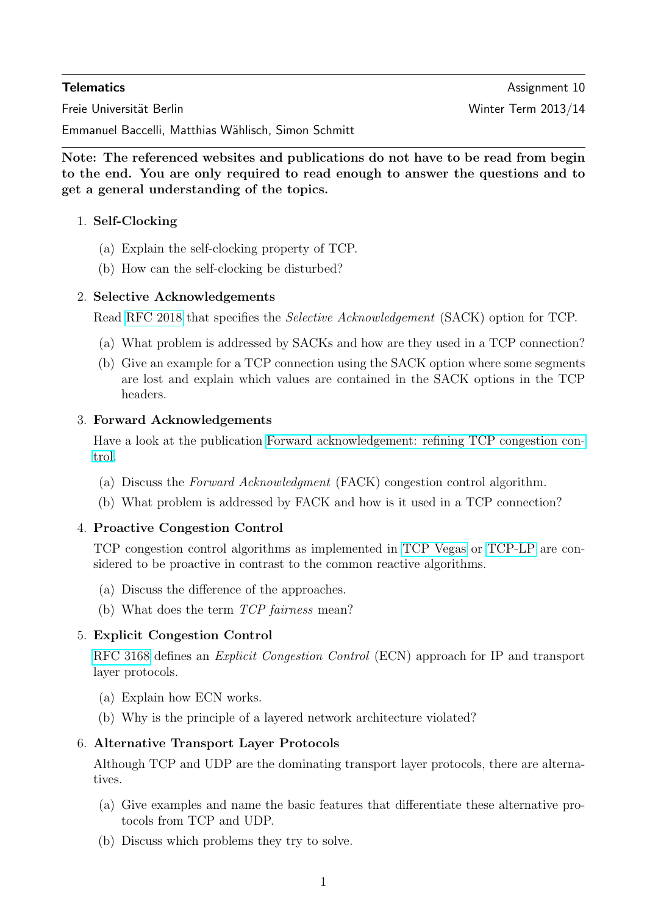**Telematics** Assignment 10

Freie Universität Berlin Winter Term 2013/14

Emmanuel Baccelli, Matthias Wählisch, Simon Schmitt

---

**Note: The referenced websites and publications do not have to be read from begin to the end. You are only required to read enough to answer the questions and to get a general understanding of the topics.**

1. **Self-Clocking**
   (a) Explain the self-clocking property of TCP.
   (b) How can the self-clocking be disturbed?

2. **Selective Acknowledgements**

   Read RFC 2018 that specifies the *Selective Acknowledgement* (SACK) option for TCP.
   (a) What problem is addressed by SACKs and how are they used in a TCP connection?
   (b) Give an example for a TCP connection using the SACK option where some segments are lost and explain which values are contained in the SACK options in the TCP headers.

3. **Forward Acknowledgements**

   Have a look at the publication Forward acknowledgement: refining TCP congestion control.
   (a) Discuss the *Forward Acknowledgment* (FACK) congestion control algorithm.
   (b) What problem is addressed by FACK and how is it used in a TCP connection?

4. **Proactive Congestion Control**

   TCP congestion control algorithms as implemented in TCP Vegas or TCP-LP are considered to be proactive in contrast to the common reactive algorithms.
   (a) Discuss the difference of the approaches.
   (b) What does the term *TCP fairness* mean?

5. **Explicit Congestion Control**

   RFC 3168 defines an *Explicit Congestion Control* (ECN) approach for IP and transport layer protocols.
   (a) Explain how ECN works.
   (b) Why is the principle of a layered network architecture violated?

6. **Alternative Transport Layer Protocols**

   Although TCP and UDP are the dominating transport layer protocols, there are alternatives.
   (a) Give examples and name the basic features that differentiate these alternative protocols from TCP and UDP.
   (b) Discuss which problems they try to solve.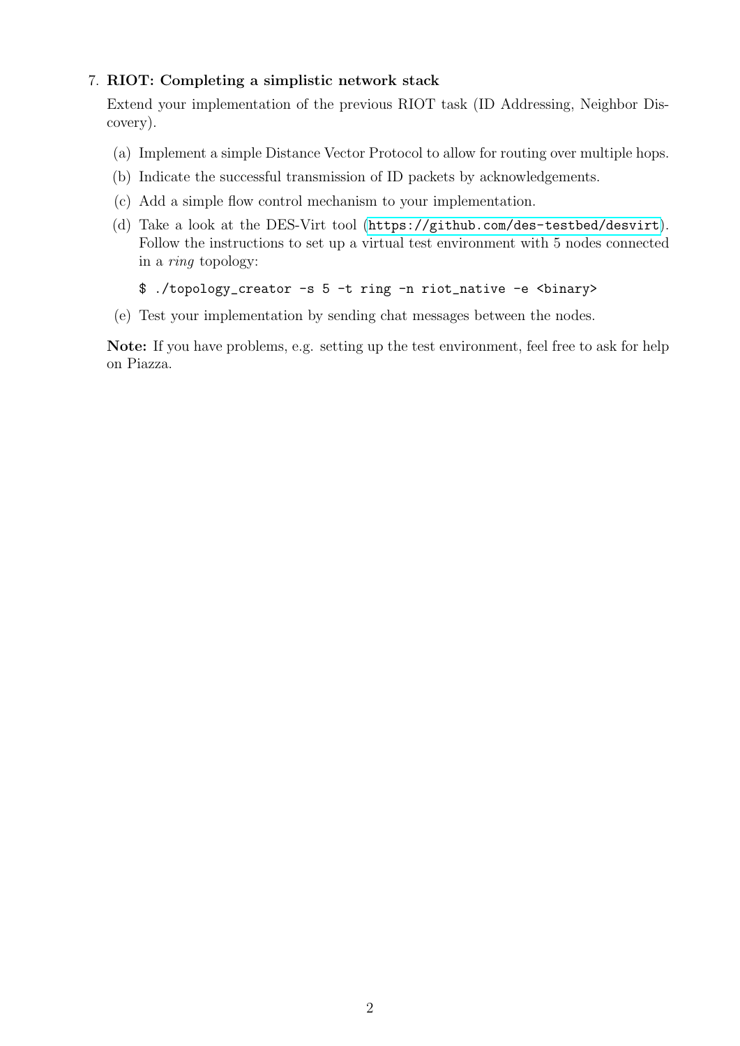7. **RIOT: Completing a simplistic network stack**

   Extend your implementation of the previous RIOT task (ID Addressing, Neighbor Discovery).

   (a) Implement a simple Distance Vector Protocol to allow for routing over multiple hops.

   (b) Indicate the successful transmission of ID packets by acknowledgements.

   (c) Add a simple flow control mechanism to your implementation.

   (d) Take a look at the DES-Virt tool (https://github.com/des-testbed/desvirt). Follow the instructions to set up a virtual test environment with 5 nodes connected in a *ring* topology:

   ```
   $ ./topology_creator -s 5 -t ring -n riot_native -e <binary>
   ```

   (e) Test your implementation by sending chat messages between the nodes.

   **Note:** If you have problems, e.g. setting up the test environment, feel free to ask for help on Piazza.